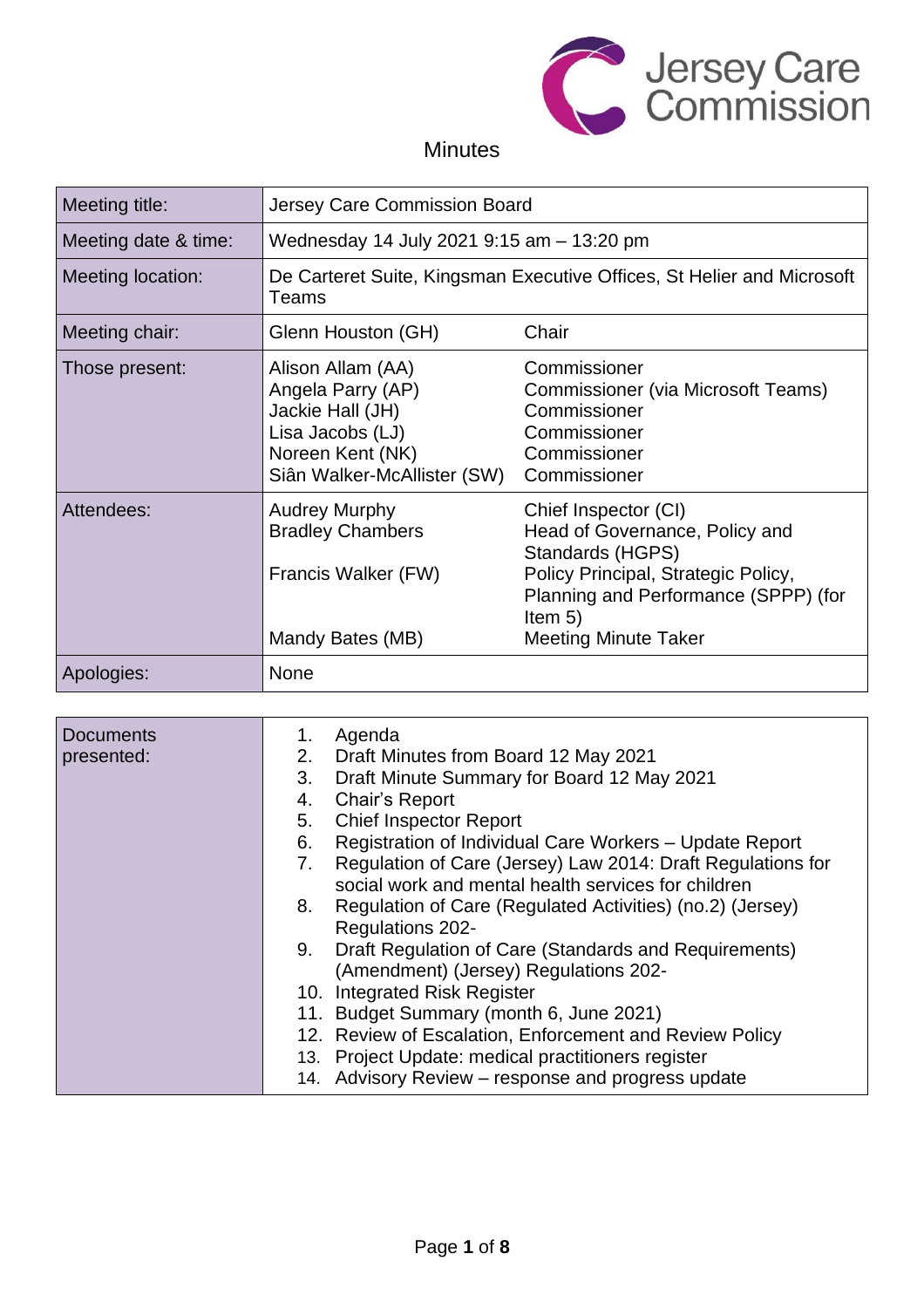Jersey Care Commission

# Minutes

| | | |
|---|---|---|
| Meeting title: | Jersey Care Commission Board | |
| Meeting date & time: | Wednesday 14 July 2021 9:15 am – 13:20 pm | |
| Meeting location: | De Carteret Suite, Kingsman Executive Offices, St Helier and Microsoft Teams | |
| Meeting chair: | Glenn Houston (GH) | Chair |
| Those present: | Alison Allam (AA)<br>Angela Parry (AP)<br>Jackie Hall (JH)<br>Lisa Jacobs (LJ)<br>Noreen Kent (NK)<br>Siân Walker-McAllister (SW) | Commissioner<br>Commissioner (via Microsoft Teams)<br>Commissioner<br>Commissioner<br>Commissioner<br>Commissioner |
| Attendees: | Audrey Murphy<br>Bradley Chambers<br>Francis Walker (FW)<br>Mandy Bates (MB) | Chief Inspector (CI)<br>Head of Governance, Policy and Standards (HGPS)<br>Policy Principal, Strategic Policy, Planning and Performance (SPPP) (for Item 5)<br>Meeting Minute Taker |
| Apologies: | None | |

| | |
|---|---|
| Documents presented: | 1. Agenda<br>2. Draft Minutes from Board 12 May 2021<br>3. Draft Minute Summary for Board 12 May 2021<br>4. Chair's Report<br>5. Chief Inspector Report<br>6. Registration of Individual Care Workers – Update Report<br>7. Regulation of Care (Jersey) Law 2014: Draft Regulations for social work and mental health services for children<br>8. Regulation of Care (Regulated Activities) (no.2) (Jersey) Regulations 202-<br>9. Draft Regulation of Care (Standards and Requirements) (Amendment) (Jersey) Regulations 202-<br>10. Integrated Risk Register<br>11. Budget Summary (month 6, June 2021)<br>12. Review of Escalation, Enforcement and Review Policy<br>13. Project Update: medical practitioners register<br>14. Advisory Review – response and progress update |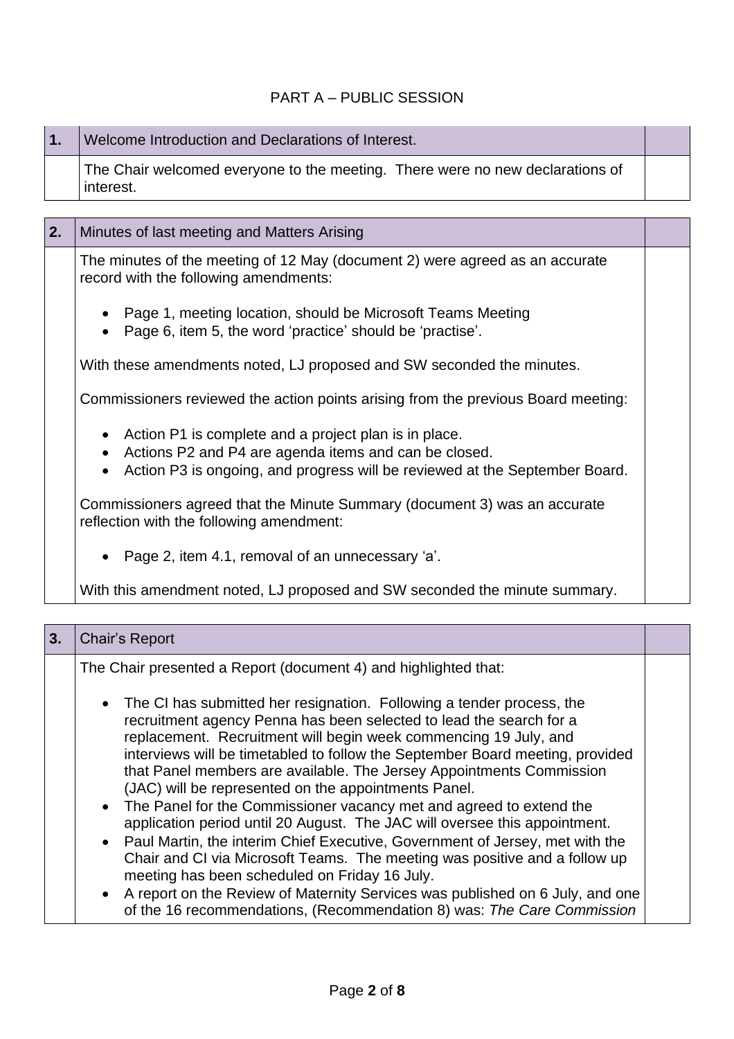PART A – PUBLIC SESSION

| **1.** | Welcome Introduction and Declarations of Interest. | |
|---|---|---|
| | The Chair welcomed everyone to the meeting. There were no new declarations of interest. | |

| **2.** | Minutes of last meeting and Matters Arising | |
|---|---|---|
| | The minutes of the meeting of 12 May (document 2) were agreed as an accurate record with the following amendments:<br><br>• Page 1, meeting location, should be Microsoft Teams Meeting<br>• Page 6, item 5, the word 'practice' should be 'practise'.<br><br>With these amendments noted, LJ proposed and SW seconded the minutes.<br><br>Commissioners reviewed the action points arising from the previous Board meeting:<br><br>• Action P1 is complete and a project plan is in place.<br>• Actions P2 and P4 are agenda items and can be closed.<br>• Action P3 is ongoing, and progress will be reviewed at the September Board.<br><br>Commissioners agreed that the Minute Summary (document 3) was an accurate reflection with the following amendment:<br><br>• Page 2, item 4.1, removal of an unnecessary 'a'.<br><br>With this amendment noted, LJ proposed and SW seconded the minute summary. | |

| **3.** | Chair's Report | |
|---|---|---|
| | The Chair presented a Report (document 4) and highlighted that:<br><br>• The CI has submitted her resignation. Following a tender process, the recruitment agency Penna has been selected to lead the search for a replacement. Recruitment will begin week commencing 19 July, and interviews will be timetabled to follow the September Board meeting, provided that Panel members are available. The Jersey Appointments Commission (JAC) will be represented on the appointments Panel.<br>• The Panel for the Commissioner vacancy met and agreed to extend the application period until 20 August. The JAC will oversee this appointment.<br>• Paul Martin, the interim Chief Executive, Government of Jersey, met with the Chair and CI via Microsoft Teams. The meeting was positive and a follow up meeting has been scheduled on Friday 16 July.<br>• A report on the Review of Maternity Services was published on 6 July, and one of the 16 recommendations, (Recommendation 8) was: *The Care Commission* | |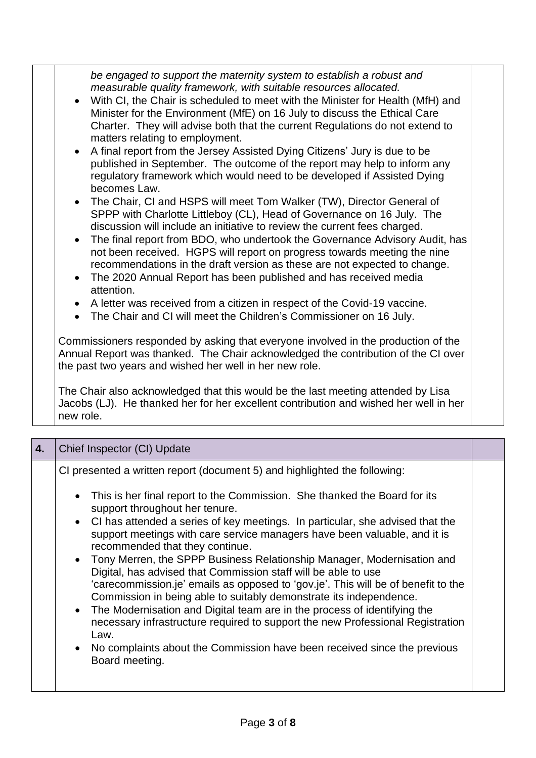*be engaged to support the maternity system to establish a robust and measurable quality framework, with suitable resources allocated.*

- With CI, the Chair is scheduled to meet with the Minister for Health (MfH) and Minister for the Environment (MfE) on 16 July to discuss the Ethical Care Charter. They will advise both that the current Regulations do not extend to matters relating to employment.
- A final report from the Jersey Assisted Dying Citizens' Jury is due to be published in September. The outcome of the report may help to inform any regulatory framework which would need to be developed if Assisted Dying becomes Law.
- The Chair, CI and HSPS will meet Tom Walker (TW), Director General of SPPP with Charlotte Littleboy (CL), Head of Governance on 16 July. The discussion will include an initiative to review the current fees charged.
- The final report from BDO, who undertook the Governance Advisory Audit, has not been received. HGPS will report on progress towards meeting the nine recommendations in the draft version as these are not expected to change.
- The 2020 Annual Report has been published and has received media attention.
- A letter was received from a citizen in respect of the Covid-19 vaccine.
- The Chair and CI will meet the Children's Commissioner on 16 July.

Commissioners responded by asking that everyone involved in the production of the Annual Report was thanked. The Chair acknowledged the contribution of the CI over the past two years and wished her well in her new role.

The Chair also acknowledged that this would be the last meeting attended by Lisa Jacobs (LJ). He thanked her for her excellent contribution and wished her well in her new role.

## 4. Chief Inspector (CI) Update

CI presented a written report (document 5) and highlighted the following:

- This is her final report to the Commission. She thanked the Board for its support throughout her tenure.
- CI has attended a series of key meetings. In particular, she advised that the support meetings with care service managers have been valuable, and it is recommended that they continue.
- Tony Merren, the SPPP Business Relationship Manager, Modernisation and Digital, has advised that Commission staff will be able to use 'carecommission.je' emails as opposed to 'gov.je'. This will be of benefit to the Commission in being able to suitably demonstrate its independence.
- The Modernisation and Digital team are in the process of identifying the necessary infrastructure required to support the new Professional Registration Law.
- No complaints about the Commission have been received since the previous Board meeting.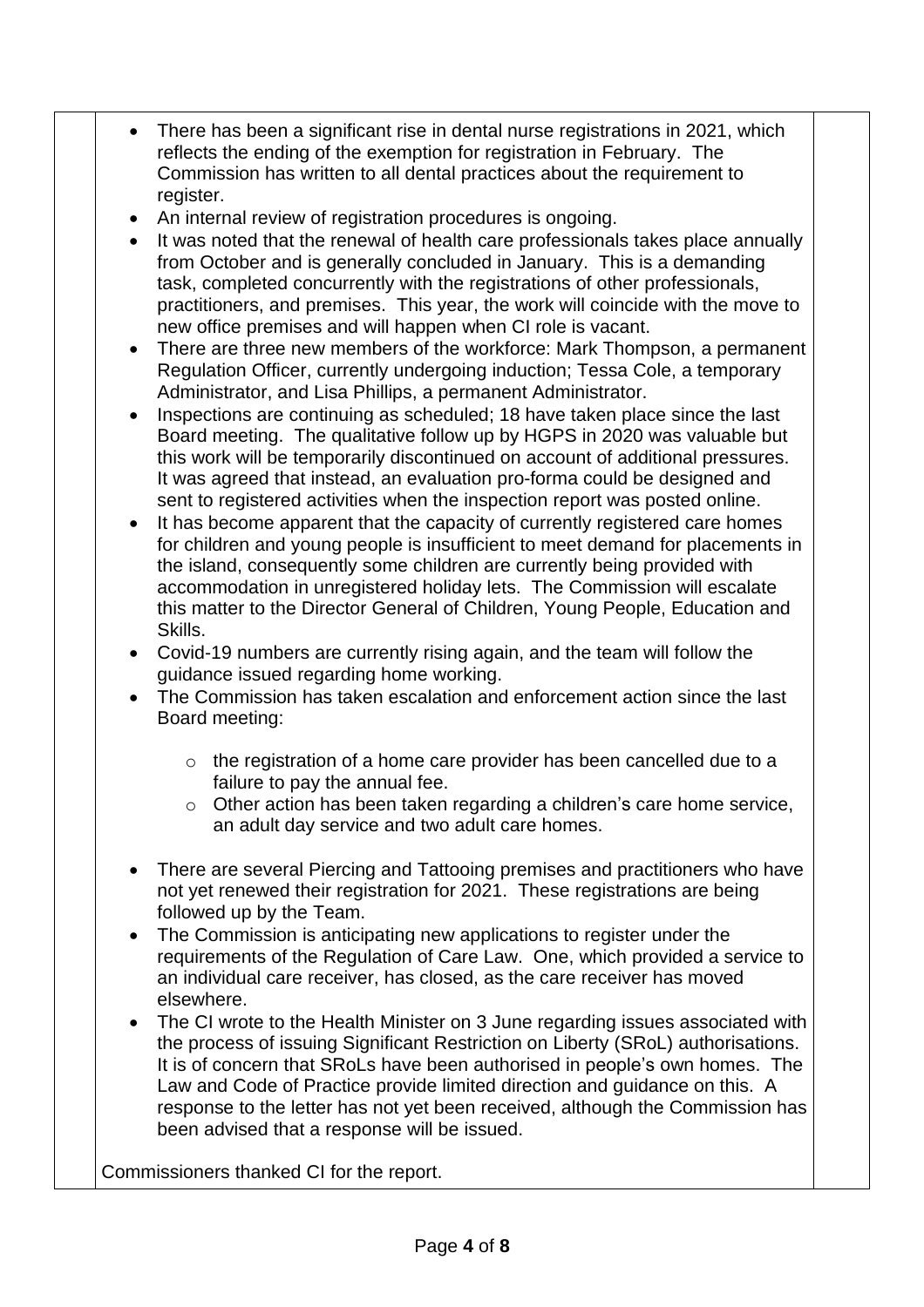- There has been a significant rise in dental nurse registrations in 2021, which reflects the ending of the exemption for registration in February. The Commission has written to all dental practices about the requirement to register.
- An internal review of registration procedures is ongoing.
- It was noted that the renewal of health care professionals takes place annually from October and is generally concluded in January. This is a demanding task, completed concurrently with the registrations of other professionals, practitioners, and premises. This year, the work will coincide with the move to new office premises and will happen when CI role is vacant.
- There are three new members of the workforce: Mark Thompson, a permanent Regulation Officer, currently undergoing induction; Tessa Cole, a temporary Administrator, and Lisa Phillips, a permanent Administrator.
- Inspections are continuing as scheduled; 18 have taken place since the last Board meeting. The qualitative follow up by HGPS in 2020 was valuable but this work will be temporarily discontinued on account of additional pressures. It was agreed that instead, an evaluation pro-forma could be designed and sent to registered activities when the inspection report was posted online.
- It has become apparent that the capacity of currently registered care homes for children and young people is insufficient to meet demand for placements in the island, consequently some children are currently being provided with accommodation in unregistered holiday lets. The Commission will escalate this matter to the Director General of Children, Young People, Education and Skills.
- Covid-19 numbers are currently rising again, and the team will follow the guidance issued regarding home working.
- The Commission has taken escalation and enforcement action since the last Board meeting:
  - the registration of a home care provider has been cancelled due to a failure to pay the annual fee.
  - Other action has been taken regarding a children's care home service, an adult day service and two adult care homes.
- There are several Piercing and Tattooing premises and practitioners who have not yet renewed their registration for 2021. These registrations are being followed up by the Team.
- The Commission is anticipating new applications to register under the requirements of the Regulation of Care Law. One, which provided a service to an individual care receiver, has closed, as the care receiver has moved elsewhere.
- The CI wrote to the Health Minister on 3 June regarding issues associated with the process of issuing Significant Restriction on Liberty (SRoL) authorisations. It is of concern that SRoLs have been authorised in people's own homes. The Law and Code of Practice provide limited direction and guidance on this. A response to the letter has not yet been received, although the Commission has been advised that a response will be issued.

Commissioners thanked CI for the report.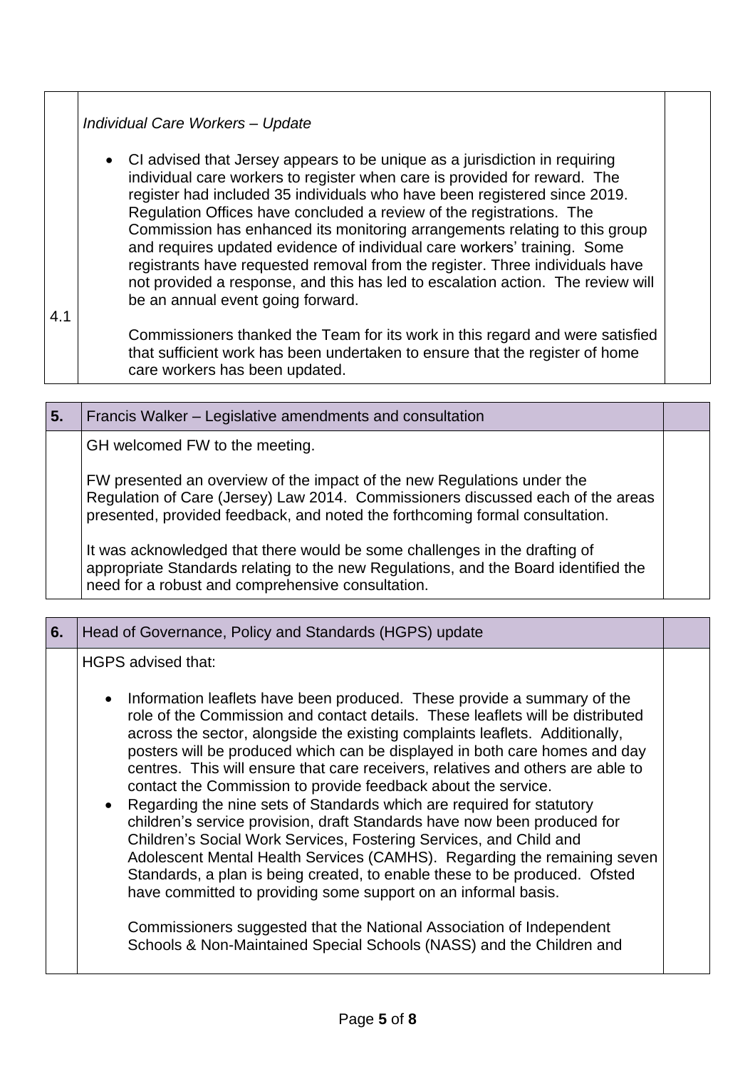| | | |
|---|---|---|
| 4.1 | *Individual Care Workers – Update*<br><br>• CI advised that Jersey appears to be unique as a jurisdiction in requiring individual care workers to register when care is provided for reward. The register had included 35 individuals who have been registered since 2019. Regulation Offices have concluded a review of the registrations. The Commission has enhanced its monitoring arrangements relating to this group and requires updated evidence of individual care workers' training. Some registrants have requested removal from the register. Three individuals have not provided a response, and this has led to escalation action. The review will be an annual event going forward.<br><br>Commissioners thanked the Team for its work in this regard and were satisfied that sufficient work has been undertaken to ensure that the register of home care workers has been updated. | |

| **5.** | Francis Walker – Legislative amendments and consultation | |
|---|---|---|
| | GH welcomed FW to the meeting.<br><br>FW presented an overview of the impact of the new Regulations under the Regulation of Care (Jersey) Law 2014. Commissioners discussed each of the areas presented, provided feedback, and noted the forthcoming formal consultation.<br><br>It was acknowledged that there would be some challenges in the drafting of appropriate Standards relating to the new Regulations, and the Board identified the need for a robust and comprehensive consultation. | |

| **6.** | Head of Governance, Policy and Standards (HGPS) update | |
|---|---|---|
| | HGPS advised that:<br><br>• Information leaflets have been produced. These provide a summary of the role of the Commission and contact details. These leaflets will be distributed across the sector, alongside the existing complaints leaflets. Additionally, posters will be produced which can be displayed in both care homes and day centres. This will ensure that care receivers, relatives and others are able to contact the Commission to provide feedback about the service.<br>• Regarding the nine sets of Standards which are required for statutory children's service provision, draft Standards have now been produced for Children's Social Work Services, Fostering Services, and Child and Adolescent Mental Health Services (CAMHS). Regarding the remaining seven Standards, a plan is being created, to enable these to be produced. Ofsted have committed to providing some support on an informal basis.<br><br>Commissioners suggested that the National Association of Independent Schools & Non-Maintained Special Schools (NASS) and the Children and | |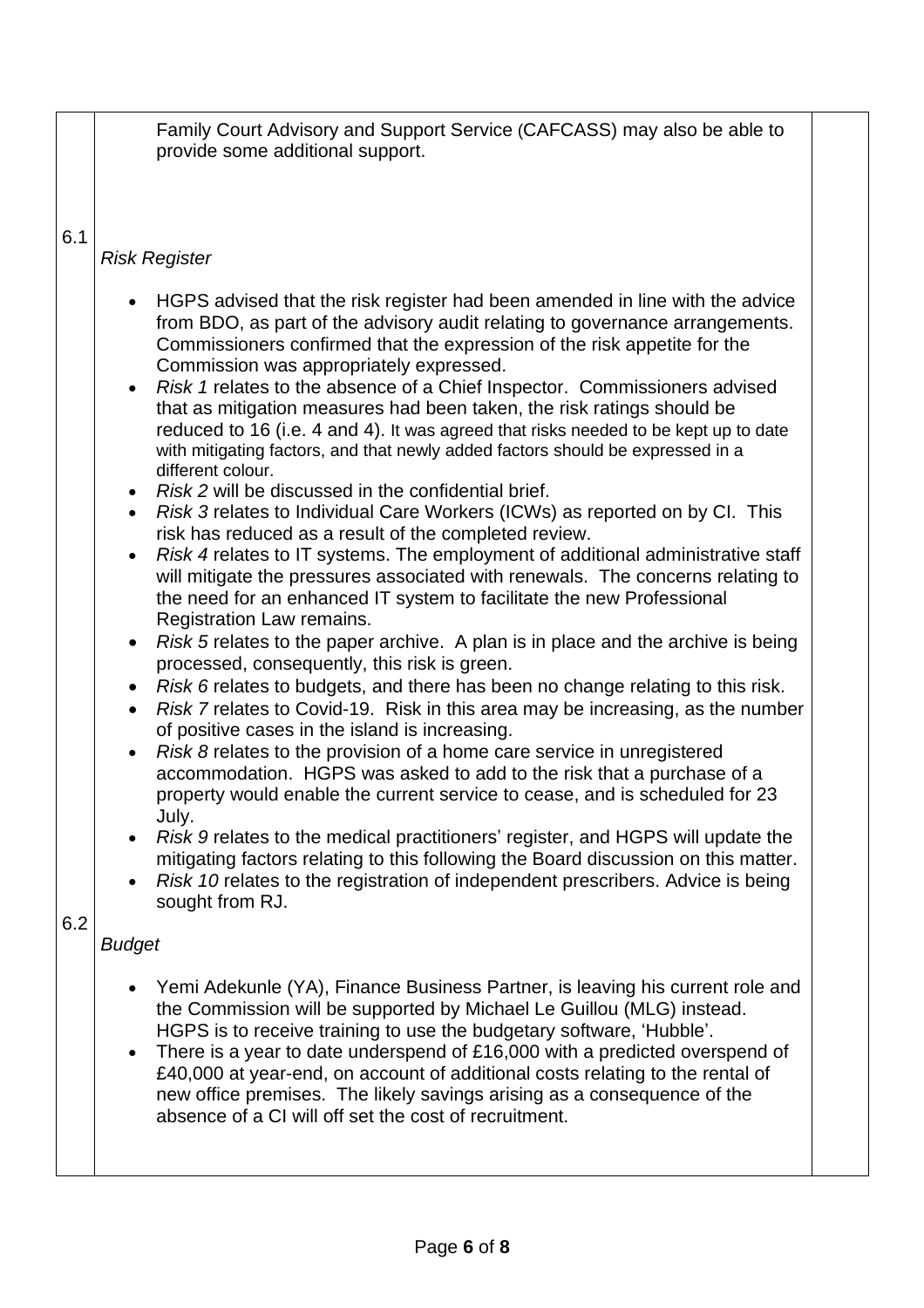Family Court Advisory and Support Service (CAFCASS) may also be able to provide some additional support.

6.1

*Risk Register*

- HGPS advised that the risk register had been amended in line with the advice from BDO, as part of the advisory audit relating to governance arrangements. Commissioners confirmed that the expression of the risk appetite for the Commission was appropriately expressed.
- *Risk 1* relates to the absence of a Chief Inspector. Commissioners advised that as mitigation measures had been taken, the risk ratings should be reduced to 16 (i.e. 4 and 4). It was agreed that risks needed to be kept up to date with mitigating factors, and that newly added factors should be expressed in a different colour.
- *Risk 2* will be discussed in the confidential brief.
- *Risk 3* relates to Individual Care Workers (ICWs) as reported on by CI. This risk has reduced as a result of the completed review.
- *Risk 4* relates to IT systems. The employment of additional administrative staff will mitigate the pressures associated with renewals. The concerns relating to the need for an enhanced IT system to facilitate the new Professional Registration Law remains.
- *Risk 5* relates to the paper archive. A plan is in place and the archive is being processed, consequently, this risk is green.
- *Risk 6* relates to budgets, and there has been no change relating to this risk.
- *Risk 7* relates to Covid-19. Risk in this area may be increasing, as the number of positive cases in the island is increasing.
- *Risk 8* relates to the provision of a home care service in unregistered accommodation. HGPS was asked to add to the risk that a purchase of a property would enable the current service to cease, and is scheduled for 23 July.
- *Risk 9* relates to the medical practitioners' register, and HGPS will update the mitigating factors relating to this following the Board discussion on this matter.
- *Risk 10* relates to the registration of independent prescribers. Advice is being sought from RJ.

6.2

*Budget*

- Yemi Adekunle (YA), Finance Business Partner, is leaving his current role and the Commission will be supported by Michael Le Guillou (MLG) instead. HGPS is to receive training to use the budgetary software, 'Hubble'.
- There is a year to date underspend of £16,000 with a predicted overspend of £40,000 at year-end, on account of additional costs relating to the rental of new office premises. The likely savings arising as a consequence of the absence of a CI will off set the cost of recruitment.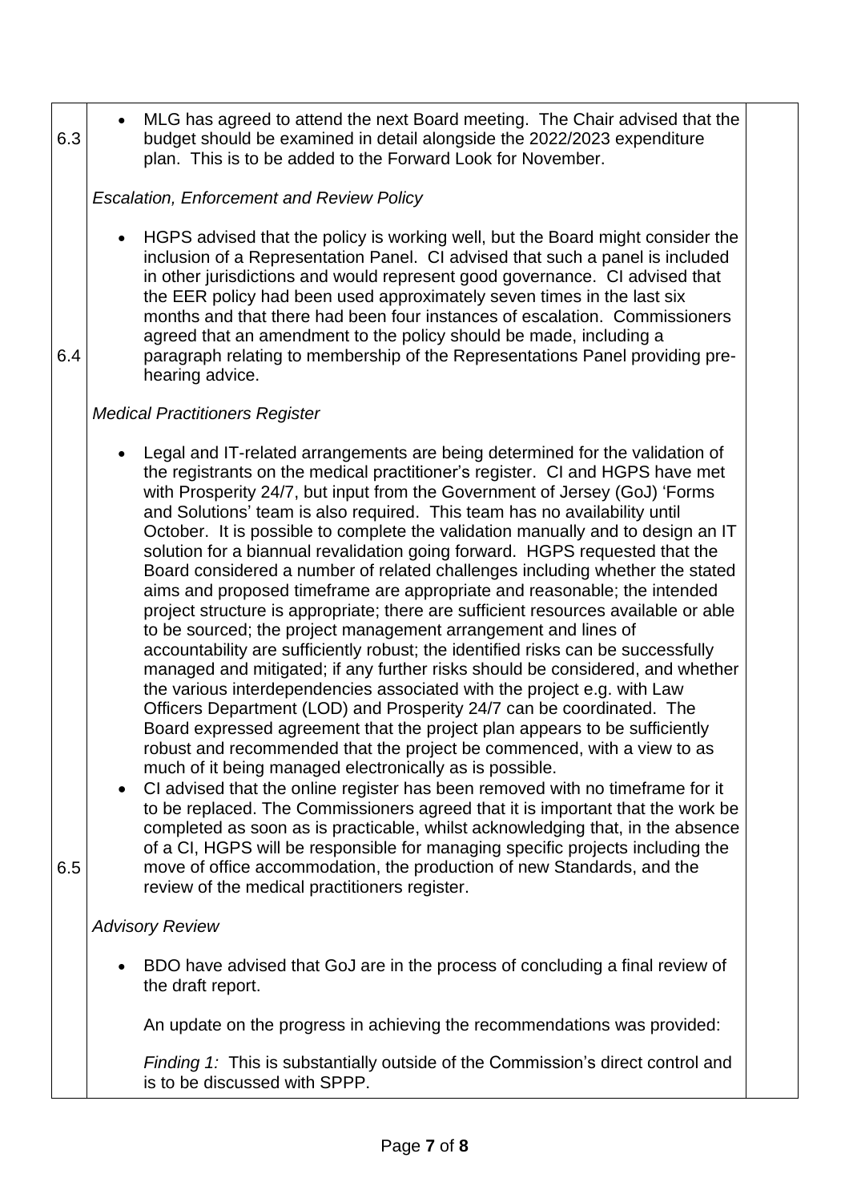| | | |
|---|---|---|
| 6.3 | - MLG has agreed to attend the next Board meeting. The Chair advised that the budget should be examined in detail alongside the 2022/2023 expenditure plan. This is to be added to the Forward Look for November.<br><br>*Escalation, Enforcement and Review Policy* | |
| 6.4 | - HGPS advised that the policy is working well, but the Board might consider the inclusion of a Representation Panel. CI advised that such a panel is included in other jurisdictions and would represent good governance. CI advised that the EER policy had been used approximately seven times in the last six months and that there had been four instances of escalation. Commissioners agreed that an amendment to the policy should be made, including a paragraph relating to membership of the Representations Panel providing pre-hearing advice.<br><br>*Medical Practitioners Register* | |
| 6.5 | - Legal and IT-related arrangements are being determined for the validation of the registrants on the medical practitioner's register. CI and HGPS have met with Prosperity 24/7, but input from the Government of Jersey (GoJ) 'Forms and Solutions' team is also required. This team has no availability until October. It is possible to complete the validation manually and to design an IT solution for a biannual revalidation going forward. HGPS requested that the Board considered a number of related challenges including whether the stated aims and proposed timeframe are appropriate and reasonable; the intended project structure is appropriate; there are sufficient resources available or able to be sourced; the project management arrangement and lines of accountability are sufficiently robust; the identified risks can be successfully managed and mitigated; if any further risks should be considered, and whether the various interdependencies associated with the project e.g. with Law Officers Department (LOD) and Prosperity 24/7 can be coordinated. The Board expressed agreement that the project plan appears to be sufficiently robust and recommended that the project be commenced, with a view to as much of it being managed electronically as is possible.<br>- CI advised that the online register has been removed with no timeframe for it to be replaced. The Commissioners agreed that it is important that the work be completed as soon as is practicable, whilst acknowledging that, in the absence of a CI, HGPS will be responsible for managing specific projects including the move of office accommodation, the production of new Standards, and the review of the medical practitioners register.<br><br>*Advisory Review*<br><br>- BDO have advised that GoJ are in the process of concluding a final review of the draft report.<br><br>An update on the progress in achieving the recommendations was provided:<br><br>*Finding 1:* This is substantially outside of the Commission's direct control and is to be discussed with SPPP. | |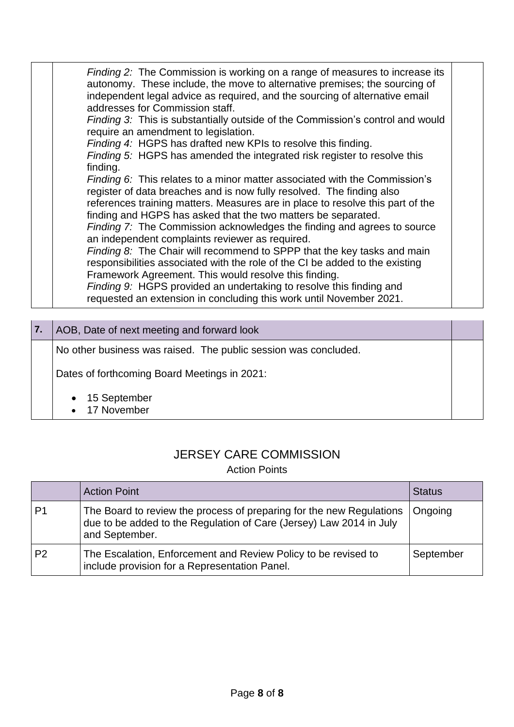| | | |
|---|---|---|
| | *Finding 2:* The Commission is working on a range of measures to increase its autonomy. These include, the move to alternative premises; the sourcing of independent legal advice as required, and the sourcing of alternative email addresses for Commission staff.<br>*Finding 3:* This is substantially outside of the Commission's control and would require an amendment to legislation.<br>*Finding 4:* HGPS has drafted new KPIs to resolve this finding.<br>*Finding 5:* HGPS has amended the integrated risk register to resolve this finding.<br>*Finding 6:* This relates to a minor matter associated with the Commission's register of data breaches and is now fully resolved. The finding also references training matters. Measures are in place to resolve this part of the finding and HGPS has asked that the two matters be separated.<br>*Finding 7:* The Commission acknowledges the finding and agrees to source an independent complaints reviewer as required.<br>*Finding 8:* The Chair will recommend to SPPP that the key tasks and main responsibilities associated with the role of the CI be added to the existing Framework Agreement. This would resolve this finding.<br>*Finding 9:* HGPS provided an undertaking to resolve this finding and requested an extension in concluding this work until November 2021. | |

| **7.** | AOB, Date of next meeting and forward look | |
|---|---|---|
| | No other business was raised. The public session was concluded.<br><br>Dates of forthcoming Board Meetings in 2021:<br><br>• 15 September<br>• 17 November | |

## JERSEY CARE COMMISSION

Action Points

| | Action Point | Status |
|---|---|---|
| P1 | The Board to review the process of preparing for the new Regulations due to be added to the Regulation of Care (Jersey) Law 2014 in July and September. | Ongoing |
| P2 | The Escalation, Enforcement and Review Policy to be revised to include provision for a Representation Panel. | September |